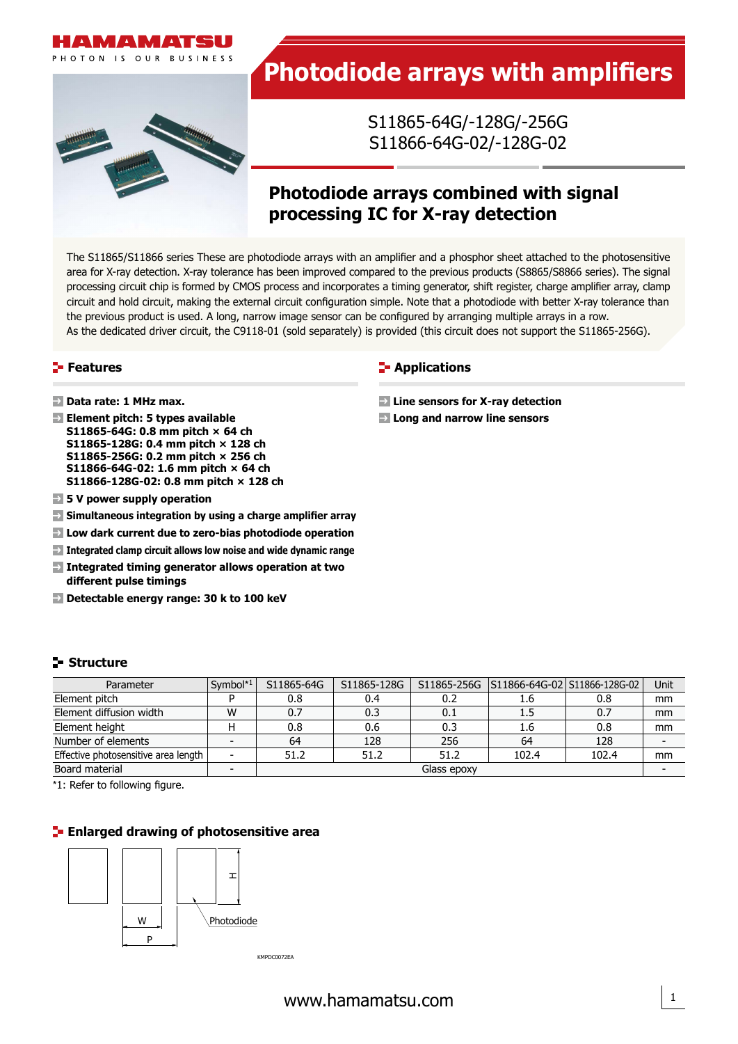# Photodiode arrays with amplifiers

S11865-64G/-128G/-256G
S11866-64G-02/-128G-02

## Photodiode arrays combined with signal processing IC for X-ray detection

The S11865/S11866 series These are photodiode arrays with an amplifier and a phosphor sheet attached to the photosensitive area for X-ray detection. X-ray tolerance has been improved compared to the previous products (S8865/S8866 series). The signal processing circuit chip is formed by CMOS process and incorporates a timing generator, shift register, charge amplifier array, clamp circuit and hold circuit, making the external circuit configuration simple. Note that a photodiode with better X-ray tolerance than the previous product is used. A long, narrow image sensor can be configured by arranging multiple arrays in a row.
As the dedicated driver circuit, the C9118-01 (sold separately) is provided (this circuit does not support the S11865-256G).

### Features

- **Data rate: 1 MHz max.**
- **Element pitch: 5 types available**
  **S11865-64G: 0.8 mm pitch × 64 ch**
  **S11865-128G: 0.4 mm pitch × 128 ch**
  **S11865-256G: 0.2 mm pitch × 256 ch**
  **S11866-64G-02: 1.6 mm pitch × 64 ch**
  **S11866-128G-02: 0.8 mm pitch × 128 ch**
- **5 V power supply operation**
- **Simultaneous integration by using a charge amplifier array**
- **Low dark current due to zero-bias photodiode operation**
- **Integrated clamp circuit allows low noise and wide dynamic range**
- **Integrated timing generator allows operation at two different pulse timings**
- **Detectable energy range: 30 k to 100 keV**

### Applications

- **Line sensors for X-ray detection**
- **Long and narrow line sensors**

### Structure

| Parameter | Symbol*1 | S11865-64G | S11865-128G | S11865-256G | S11866-64G-02 | S11866-128G-02 | Unit |
|---|---|---|---|---|---|---|---|
| Element pitch | P | 0.8 | 0.4 | 0.2 | 1.6 | 0.8 | mm |
| Element diffusion width | W | 0.7 | 0.3 | 0.1 | 1.5 | 0.7 | mm |
| Element height | H | 0.8 | 0.6 | 0.3 | 1.6 | 0.8 | mm |
| Number of elements | - | 64 | 128 | 256 | 64 | 128 | - |
| Effective photosensitive area length | - | 51.2 | 51.2 | 51.2 | 102.4 | 102.4 | mm |
| Board material | - | Glass epoxy | | | | | - |

*1: Refer to following figure.

### Enlarged drawing of photosensitive area

W
P
H
Photodiode

KMPDC0072EA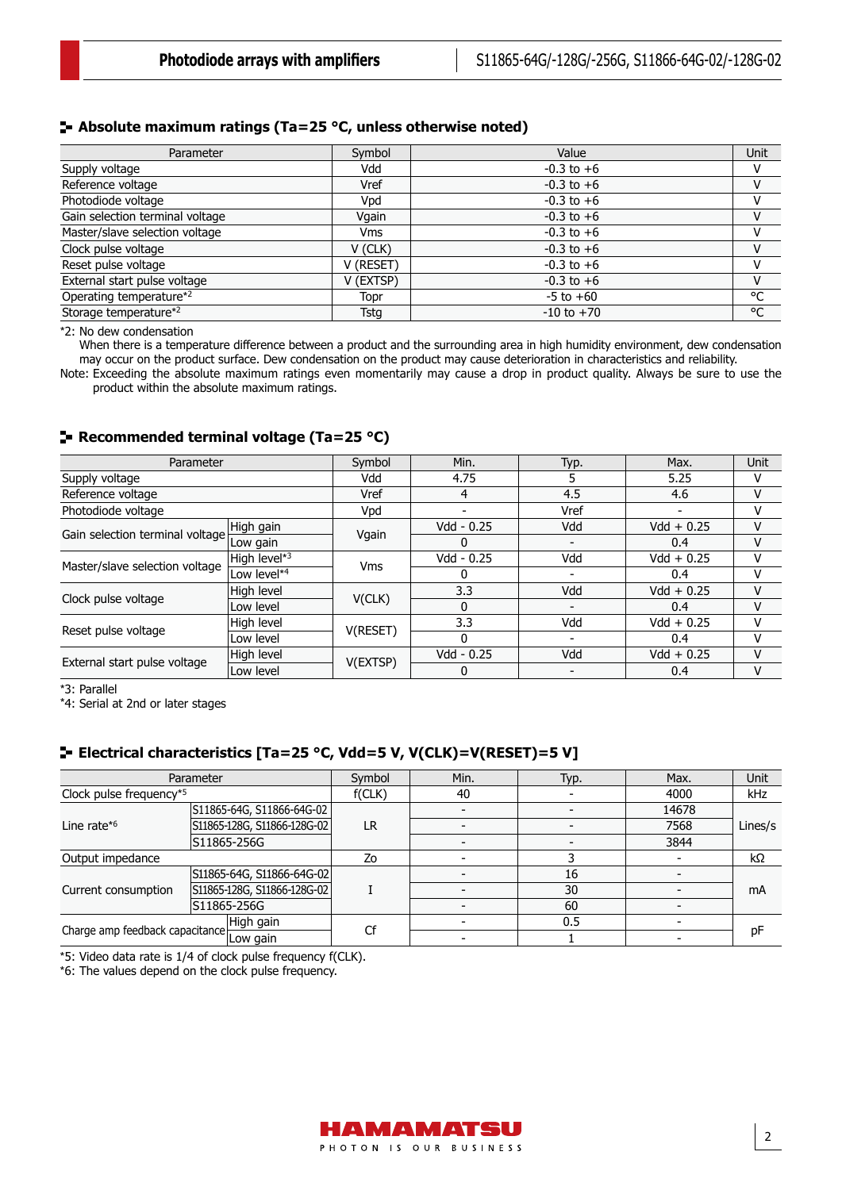## Absolute maximum ratings (Ta=25 °C, unless otherwise noted)

| Parameter | Symbol | Value | Unit |
|---|---|---|---|
| Supply voltage | Vdd | -0.3 to +6 | V |
| Reference voltage | Vref | -0.3 to +6 | V |
| Photodiode voltage | Vpd | -0.3 to +6 | V |
| Gain selection terminal voltage | Vgain | -0.3 to +6 | V |
| Master/slave selection voltage | Vms | -0.3 to +6 | V |
| Clock pulse voltage | V (CLK) | -0.3 to +6 | V |
| Reset pulse voltage | V (RESET) | -0.3 to +6 | V |
| External start pulse voltage | V (EXTSP) | -0.3 to +6 | V |
| Operating temperature*2 | Topr | -5 to +60 | °C |
| Storage temperature*2 | Tstg | -10 to +70 | °C |

*2: No dew condensation
When there is a temperature difference between a product and the surrounding area in high humidity environment, dew condensation may occur on the product surface. Dew condensation on the product may cause deterioration in characteristics and reliability.

Note: Exceeding the absolute maximum ratings even momentarily may cause a drop in product quality. Always be sure to use the product within the absolute maximum ratings.

## Recommended terminal voltage (Ta=25 °C)

| Parameter | | Symbol | Min. | Typ. | Max. | Unit |
|---|---|---|---|---|---|---|
| Supply voltage | | Vdd | 4.75 | 5 | 5.25 | V |
| Reference voltage | | Vref | 4 | 4.5 | 4.6 | V |
| Photodiode voltage | | Vpd | - | Vref | - | V |
| Gain selection terminal voltage | High gain | Vgain | Vdd - 0.25 | Vdd | Vdd + 0.25 | V |
| | Low gain | | 0 | - | 0.4 | V |
| Master/slave selection voltage | High level*3 | Vms | Vdd - 0.25 | Vdd | Vdd + 0.25 | V |
| | Low level*4 | | 0 | - | 0.4 | V |
| Clock pulse voltage | High level | V(CLK) | 3.3 | Vdd | Vdd + 0.25 | V |
| | Low level | | 0 | - | 0.4 | V |
| Reset pulse voltage | High level | V(RESET) | 3.3 | Vdd | Vdd + 0.25 | V |
| | Low level | | 0 | - | 0.4 | V |
| External start pulse voltage | High level | V(EXTSP) | Vdd - 0.25 | Vdd | Vdd + 0.25 | V |
| | Low level | | 0 | - | 0.4 | V |

*3: Parallel
*4: Serial at 2nd or later stages

## Electrical characteristics [Ta=25 °C, Vdd=5 V, V(CLK)=V(RESET)=5 V]

| Parameter | | Symbol | Min. | Typ. | Max. | Unit |
|---|---|---|---|---|---|---|
| Clock pulse frequency*5 | | f(CLK) | 40 | - | 4000 | kHz |
| Line rate*6 | S11865-64G, S11866-64G-02 | LR | - | - | 14678 | Lines/s |
| | S11865-128G, S11866-128G-02 | | - | - | 7568 | |
| | S11865-256G | | - | - | 3844 | |
| Output impedance | | Zo | - | 3 | - | kΩ |
| Current consumption | S11865-64G, S11866-64G-02 | I | - | 16 | - | mA |
| | S11865-128G, S11866-128G-02 | | - | 30 | - | |
| | S11865-256G | | - | 60 | - | |
| Charge amp feedback capacitance | High gain | Cf | - | 0.5 | - | pF |
| | Low gain | | - | 1 | - | |

*5: Video data rate is 1/4 of clock pulse frequency f(CLK).
*6: The values depend on the clock pulse frequency.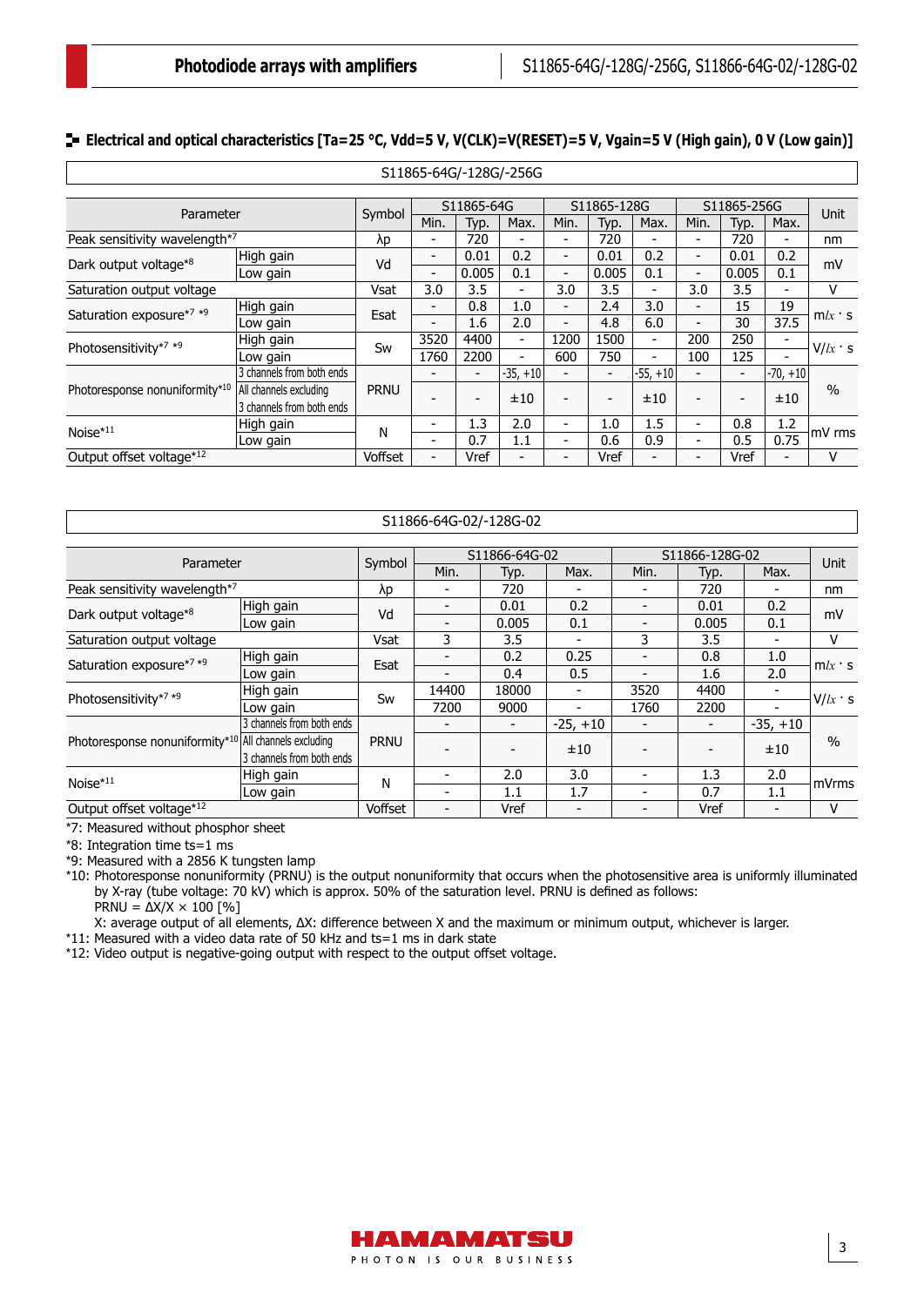## Electrical and optical characteristics [Ta=25 °C, Vdd=5 V, V(CLK)=V(RESET)=5 V, Vgain=5 V (High gain), 0 V (Low gain)]

S11865-64G/-128G/-256G

| Parameter | | Symbol | S11865-64G | | | S11865-128G | | | S11865-256G | | | Unit |
|---|---|---|---|---|---|---|---|---|---|---|---|---|
| | | | Min. | Typ. | Max. | Min. | Typ. | Max. | Min. | Typ. | Max. | |
| Peak sensitivity wavelength*7 | | λp | - | 720 | - | - | 720 | - | - | 720 | - | nm |
| Dark output voltage*8 | High gain | Vd | - | 0.01 | 0.2 | - | 0.01 | 0.2 | - | 0.01 | 0.2 | mV |
| | Low gain | | - | 0.005 | 0.1 | - | 0.005 | 0.1 | - | 0.005 | 0.1 | |
| Saturation output voltage | | Vsat | 3.0 | 3.5 | - | 3.0 | 3.5 | - | 3.0 | 3.5 | - | V |
| Saturation exposure*7 *9 | High gain | Esat | - | 0.8 | 1.0 | - | 2.4 | 3.0 | - | 15 | 19 | mlx · s |
| | Low gain | | - | 1.6 | 2.0 | - | 4.8 | 6.0 | - | 30 | 37.5 | |
| Photosensitivity*7 *9 | High gain | Sw | 3520 | 4400 | - | 1200 | 1500 | - | 200 | 250 | - | V/lx · s |
| | Low gain | | 1760 | 2200 | - | 600 | 750 | - | 100 | 125 | - | |
| Photoresponse nonuniformity*10 | 3 channels from both ends | PRNU | - | - | -35, +10 | - | - | -55, +10 | - | - | -70, +10 | % |
| | All channels excluding 3 channels from both ends | | - | - | ±10 | - | - | ±10 | - | - | ±10 | |
| Noise*11 | High gain | N | - | 1.3 | 2.0 | - | 1.0 | 1.5 | - | 0.8 | 1.2 | mV rms |
| | Low gain | | - | 0.7 | 1.1 | - | 0.6 | 0.9 | - | 0.5 | 0.75 | |
| Output offset voltage*12 | | Voffset | - | Vref | - | - | Vref | - | - | Vref | - | V |

S11866-64G-02/-128G-02

| Parameter | | Symbol | S11866-64G-02 | | | S11866-128G-02 | | | Unit |
|---|---|---|---|---|---|---|---|---|---|
| | | | Min. | Typ. | Max. | Min. | Typ. | Max. | |
| Peak sensitivity wavelength*7 | | λp | - | 720 | - | - | 720 | - | nm |
| Dark output voltage*8 | High gain | Vd | - | 0.01 | 0.2 | - | 0.01 | 0.2 | mV |
| | Low gain | | - | 0.005 | 0.1 | - | 0.005 | 0.1 | |
| Saturation output voltage | | Vsat | 3 | 3.5 | - | 3 | 3.5 | - | V |
| Saturation exposure*7 *9 | High gain | Esat | - | 0.2 | 0.25 | - | 0.8 | 1.0 | mlx · s |
| | Low gain | | - | 0.4 | 0.5 | - | 1.6 | 2.0 | |
| Photosensitivity*7 *9 | High gain | Sw | 14400 | 18000 | - | 3520 | 4400 | - | V/lx · s |
| | Low gain | | 7200 | 9000 | - | 1760 | 2200 | - | |
| Photoresponse nonuniformity*10 | 3 channels from both ends | PRNU | - | - | -25, +10 | - | - | -35, +10 | % |
| | All channels excluding 3 channels from both ends | | - | - | ±10 | - | - | ±10 | |
| Noise*11 | High gain | N | - | 2.0 | 3.0 | - | 1.3 | 2.0 | mVrms |
| | Low gain | | - | 1.1 | 1.7 | - | 0.7 | 1.1 | |
| Output offset voltage*12 | | Voffset | - | Vref | - | - | Vref | - | V |

*7: Measured without phosphor sheet
*8: Integration time ts=1 ms
*9: Measured with a 2856 K tungsten lamp
*10: Photoresponse nonuniformity (PRNU) is the output nonuniformity that occurs when the photosensitive area is uniformly illuminated by X-ray (tube voltage: 70 kV) which is approx. 50% of the saturation level. PRNU is defined as follows:
PRNU = $\Delta X/X \times 100$ [%]
X: average output of all elements, ΔX: difference between X and the maximum or minimum output, whichever is larger.
*11: Measured with a video data rate of 50 kHz and ts=1 ms in dark state
*12: Video output is negative-going output with respect to the output offset voltage.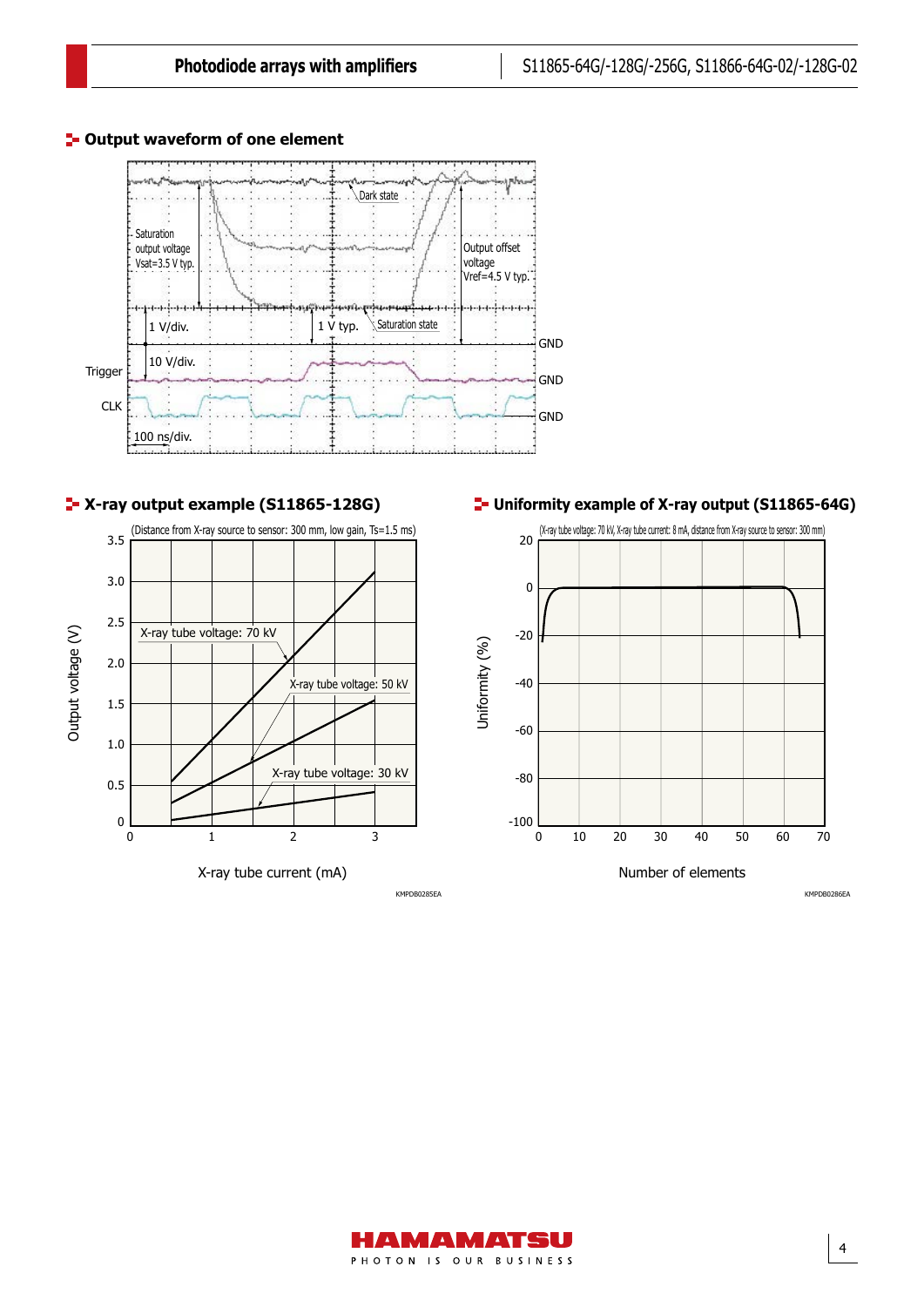## Output waveform of one element

Dark state

Saturation output voltage Vsat=3.5 V typ.

Output offset voltage Vref=4.5 V typ.

1 V/div.

1 V typ.

Saturation state

GND

Trigger

10 V/div.

GND

CLK

GND

100 ns/div.

## X-ray output example (S11865-128G)

(Distance from X-ray source to sensor: 300 mm, low gain, Ts=1.5 ms)

X-ray tube voltage: 70 kV

X-ray tube voltage: 50 kV

X-ray tube voltage: 30 kV

Output voltage (V)

X-ray tube current (mA)

KMPDB0285EA

## Uniformity example of X-ray output (S11865-64G)

(X-ray tube voltage: 70 kV, X-ray tube current: 8 mA, distance from X-ray source to sensor: 300 mm)

Uniformity (%)

Number of elements

KMPDB0286EA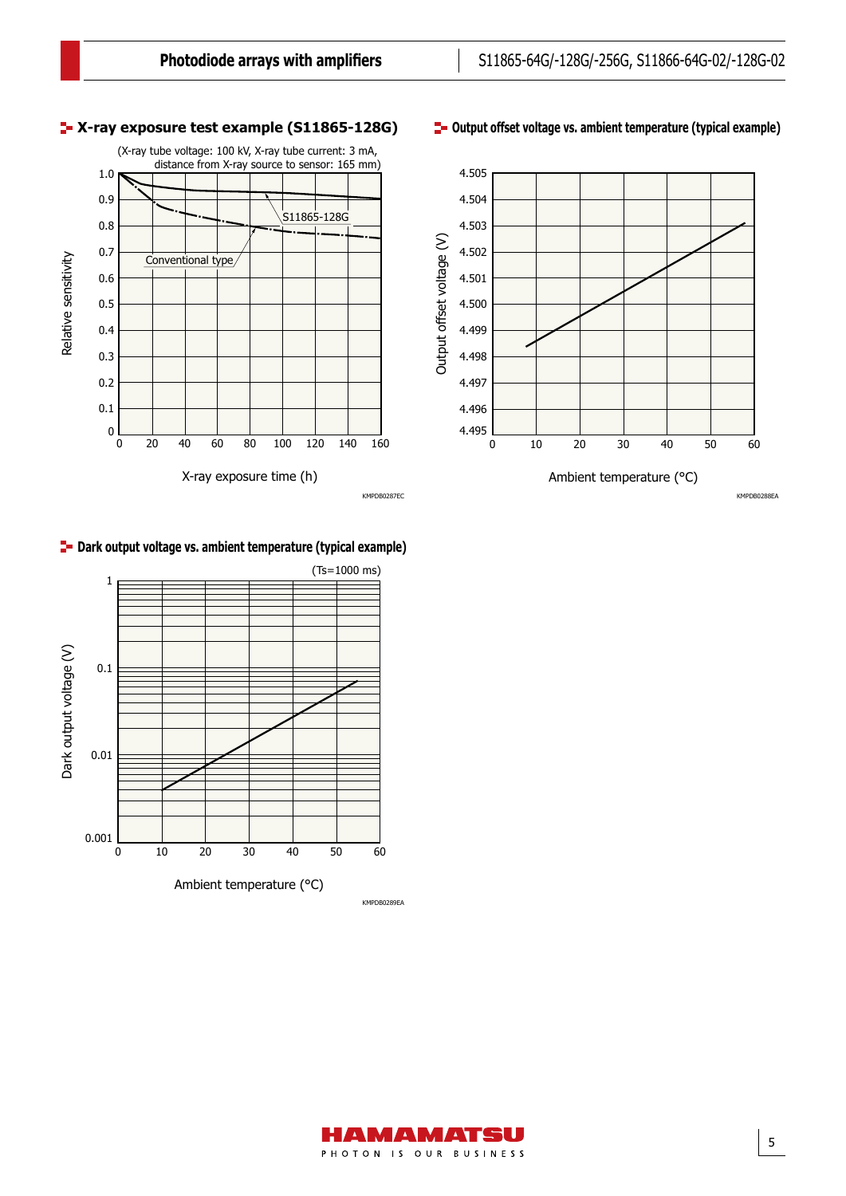## X-ray exposure test example (S11865-128G)

(X-ray tube voltage: 100 kV, X-ray tube current: 3 mA, distance from X-ray source to sensor: 165 mm)

Relative sensitivity vs. X-ray exposure time (h)

S11865-128G

Conventional type

KMPDB0287EC

## Output offset voltage vs. ambient temperature (typical example)

Output offset voltage (V) vs. Ambient temperature (°C)

KMPDB0288EA

## Dark output voltage vs. ambient temperature (typical example)

(Ts=1000 ms)

Dark output voltage (V) vs. Ambient temperature (°C)

KMPDB0289EA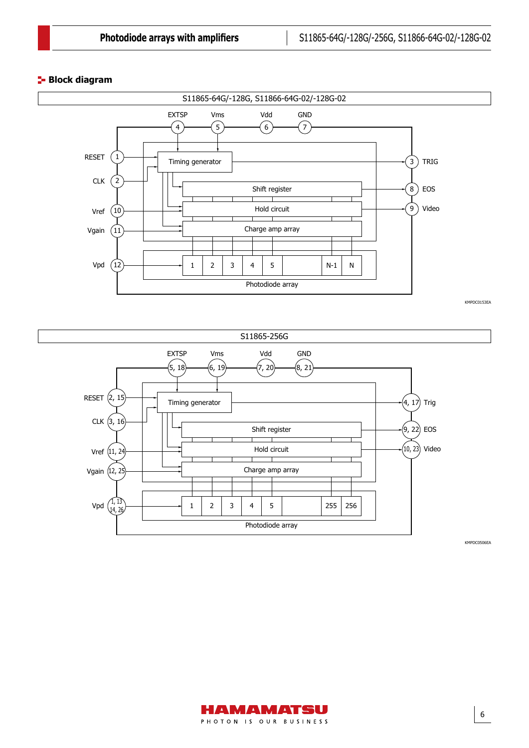## Block diagram

S11865-64G/-128G, S11866-64G-02/-128G-02

EXTSP 4, Vms 5, Vdd 6, GND 7

RESET 1, CLK 2, Vref 10, Vgain 11, Vpd 12

TRIG 3, EOS 8, Video 9

Timing generator, Shift register, Hold circuit, Charge amp array

1, 2, 3, 4, 5, N-1, N

Photodiode array

KMPDC0153EA

S11865-256G

EXTSP 5, 18; Vms 6, 19; Vdd 7, 20; GND 8, 21

RESET 2, 15; CLK 3, 16; Vref 11, 24; Vgain 12, 25; Vpd 1, 13, 14, 26

Trig 4, 17; EOS 9, 22; Video 10, 23

Timing generator, Shift register, Hold circuit, Charge amp array

1, 2, 3, 4, 5, 255, 256

Photodiode array

KMPDC0506EA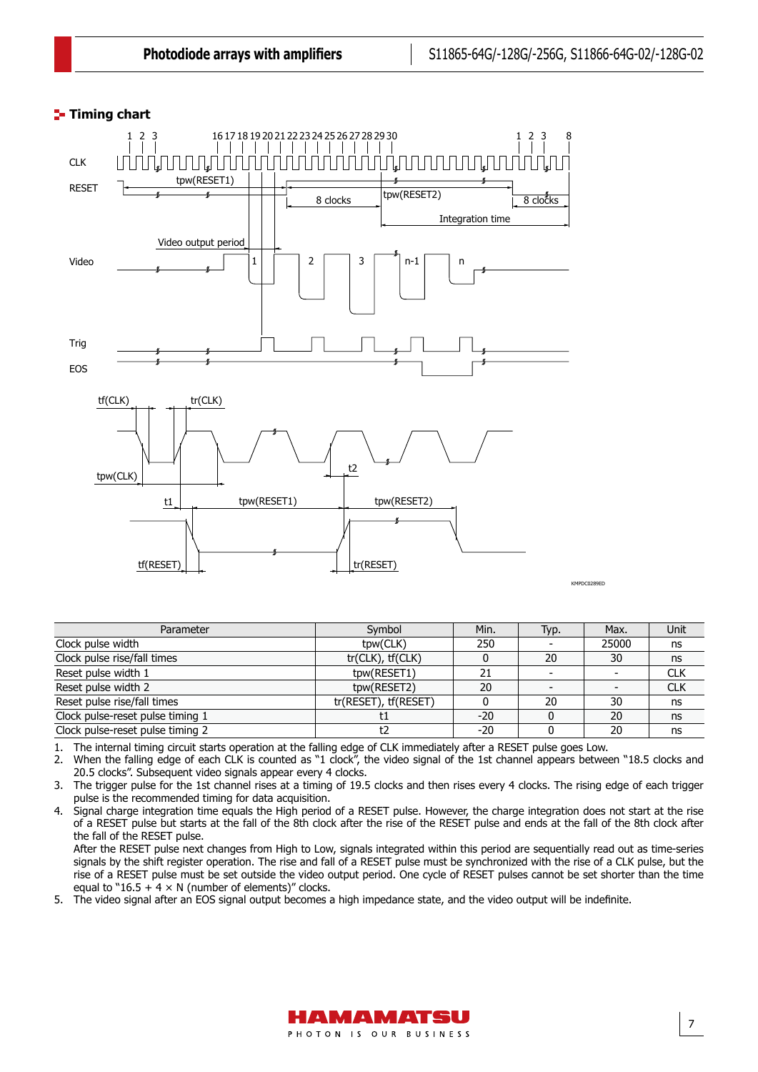## Timing chart

| Parameter | Symbol | Min. | Typ. | Max. | Unit |
|---|---|---|---|---|---|
| Clock pulse width | tpw(CLK) | 250 | - | 25000 | ns |
| Clock pulse rise/fall times | tr(CLK), tf(CLK) | 0 | 20 | 30 | ns |
| Reset pulse width 1 | tpw(RESET1) | 21 | - | - | CLK |
| Reset pulse width 2 | tpw(RESET2) | 20 | - | - | CLK |
| Reset pulse rise/fall times | tr(RESET), tf(RESET) | 0 | 20 | 30 | ns |
| Clock pulse-reset pulse timing 1 | t1 | -20 | 0 | 20 | ns |
| Clock pulse-reset pulse timing 2 | t2 | -20 | 0 | 20 | ns |

1. The internal timing circuit starts operation at the falling edge of CLK immediately after a RESET pulse goes Low.
2. When the falling edge of each CLK is counted as "1 clock", the video signal of the 1st channel appears between "18.5 clocks and 20.5 clocks". Subsequent video signals appear every 4 clocks.
3. The trigger pulse for the 1st channel rises at a timing of 19.5 clocks and then rises every 4 clocks. The rising edge of each trigger pulse is the recommended timing for data acquisition.
4. Signal charge integration time equals the High period of a RESET pulse. However, the charge integration does not start at the rise of a RESET pulse but starts at the fall of the 8th clock after the rise of the RESET pulse and ends at the fall of the 8th clock after the fall of the RESET pulse.
   After the RESET pulse next changes from High to Low, signals integrated within this period are sequentially read out as time-series signals by the shift register operation. The rise and fall of a RESET pulse must be synchronized with the rise of a CLK pulse, but the rise of a RESET pulse must be set outside the video output period. One cycle of RESET pulses cannot be set shorter than the time equal to "16.5 + 4 × N (number of elements)" clocks.
5. The video signal after an EOS signal output becomes a high impedance state, and the video output will be indefinite.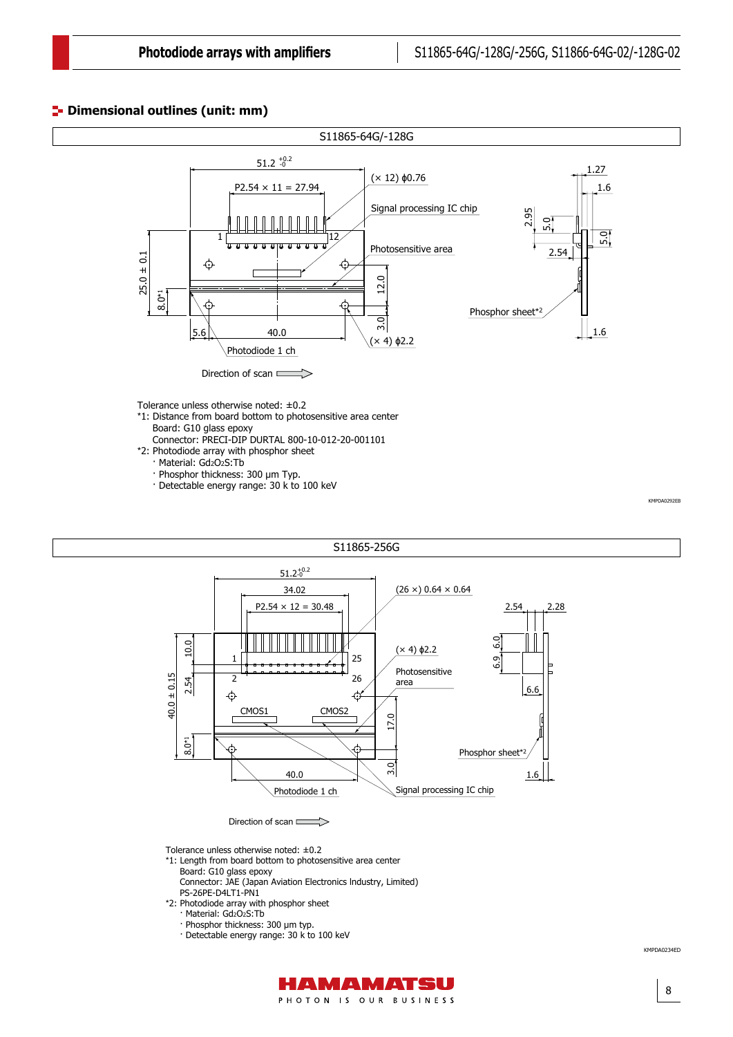## Dimensional outlines (unit: mm)

### S11865-64G/-128G

Tolerance unless otherwise noted: ±0.2

*1: Distance from board bottom to photosensitive area center

Board: G10 glass epoxy

Connector: PRECI-DIP DURTAL 800-10-012-20-001101

*2: Photodiode array with phosphor sheet

- Material: $Gd_2O_2S:Tb$
- Phosphor thickness: 300 μm Typ.
- Detectable energy range: 30 k to 100 keV

KMPDA0292EB

### S11865-256G

Tolerance unless otherwise noted: ±0.2

*1: Length from board bottom to photosensitive area center

Board: G10 glass epoxy

Connector: JAE (Japan Aviation Electronics Industry, Limited) PS-26PE-D4LT1-PN1

*2: Photodiode array with phosphor sheet

- Material: $Gd_2O_2S:Tb$
- Phosphor thickness: 300 μm typ.
- Detectable energy range: 30 k to 100 keV

KMPDA0234ED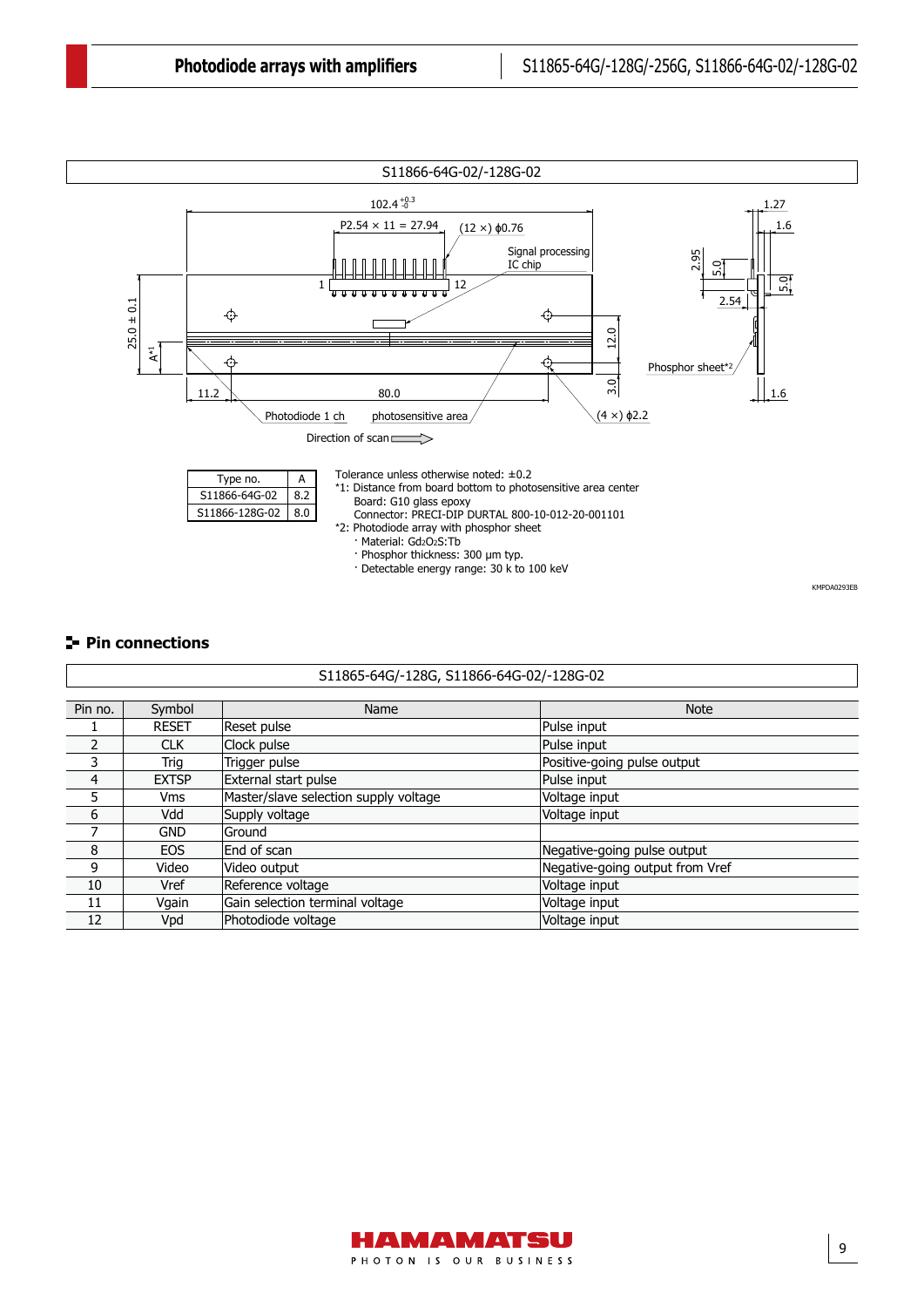S11866-64G-02/-128G-02

| Type no. | A |
| --- | --- |
| S11866-64G-02 | 8.2 |
| S11866-128G-02 | 8.0 |

Tolerance unless otherwise noted: ±0.2
*1: Distance from board bottom to photosensitive area center
Board: G10 glass epoxy
Connector: PRECI-DIP DURTAL 800-10-012-20-001101
*2: Photodiode array with phosphor sheet
· Material: $Gd_2O_2S$:Tb
· Phosphor thickness: 300 μm typ.
· Detectable energy range: 30 k to 100 keV

KMPDA0293EB

## Pin connections

S11865-64G/-128G, S11866-64G-02/-128G-02

| Pin no. | Symbol | Name | Note |
| --- | --- | --- | --- |
| 1 | RESET | Reset pulse | Pulse input |
| 2 | CLK | Clock pulse | Pulse input |
| 3 | Trig | Trigger pulse | Positive-going pulse output |
| 4 | EXTSP | External start pulse | Pulse input |
| 5 | Vms | Master/slave selection supply voltage | Voltage input |
| 6 | Vdd | Supply voltage | Voltage input |
| 7 | GND | Ground | |
| 8 | EOS | End of scan | Negative-going pulse output |
| 9 | Video | Video output | Negative-going output from Vref |
| 10 | Vref | Reference voltage | Voltage input |
| 11 | Vgain | Gain selection terminal voltage | Voltage input |
| 12 | Vpd | Photodiode voltage | Voltage input |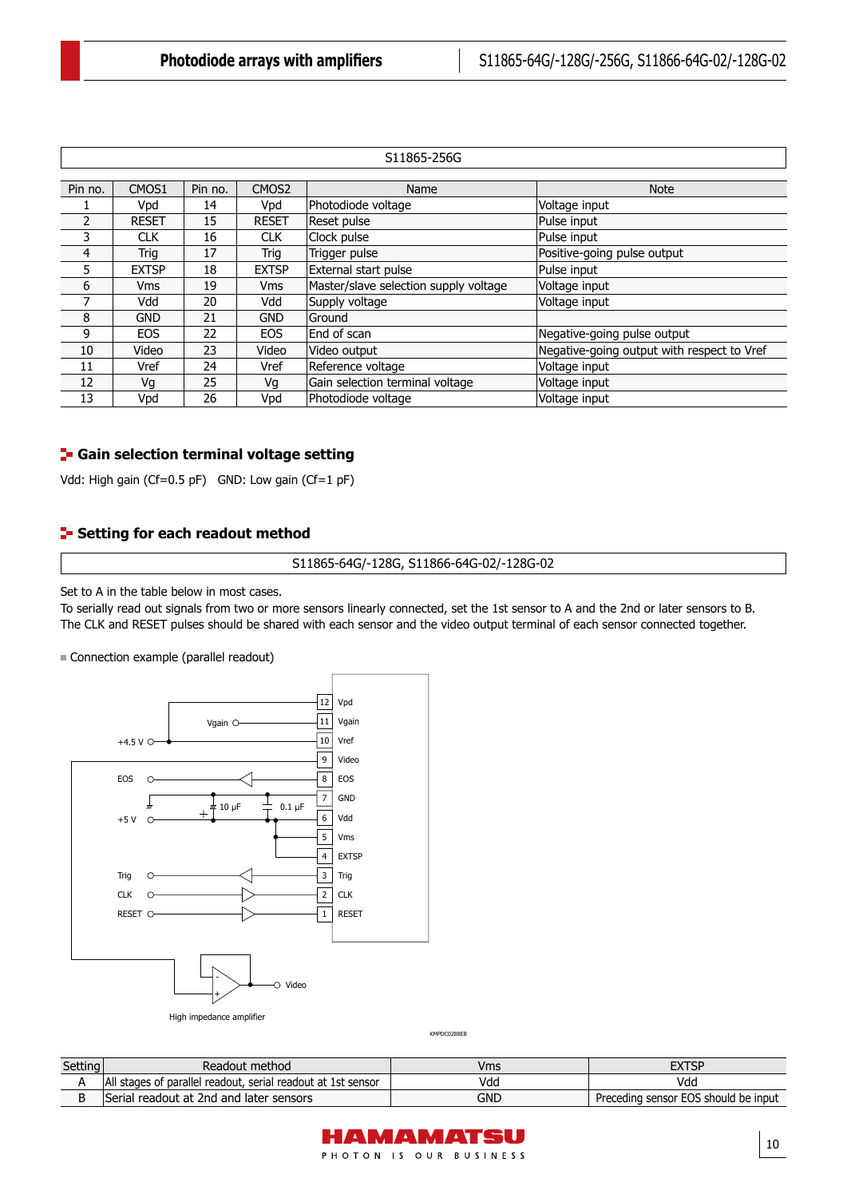| S11865-256G | | | | | |
|---|---|---|---|---|---|
| Pin no. | CMOS1 | Pin no. | CMOS2 | Name | Note |
| 1 | Vpd | 14 | Vpd | Photodiode voltage | Voltage input |
| 2 | RESET | 15 | RESET | Reset pulse | Pulse input |
| 3 | CLK | 16 | CLK | Clock pulse | Pulse input |
| 4 | Trig | 17 | Trig | Trigger pulse | Positive-going pulse output |
| 5 | EXTSP | 18 | EXTSP | External start pulse | Pulse input |
| 6 | Vms | 19 | Vms | Master/slave selection supply voltage | Voltage input |
| 7 | Vdd | 20 | Vdd | Supply voltage | Voltage input |
| 8 | GND | 21 | GND | Ground | |
| 9 | EOS | 22 | EOS | End of scan | Negative-going pulse output |
| 10 | Video | 23 | Video | Video output | Negative-going output with respect to Vref |
| 11 | Vref | 24 | Vref | Reference voltage | Voltage input |
| 12 | Vg | 25 | Vg | Gain selection terminal voltage | Voltage input |
| 13 | Vpd | 26 | Vpd | Photodiode voltage | Voltage input |

## Gain selection terminal voltage setting

Vdd: High gain (Cf=0.5 pF)   GND: Low gain (Cf=1 pF)

## Setting for each readout method

S11865-64G/-128G, S11866-64G-02/-128G-02

Set to A in the table below in most cases.
To serially read out signals from two or more sensors linearly connected, set the 1st sensor to A and the 2nd or later sensors to B.
The CLK and RESET pulses should be shared with each sensor and the video output terminal of each sensor connected together.

■ Connection example (parallel readout)

| Setting | Readout method | Vms | EXTSP |
|---|---|---|---|
| A | All stages of parallel readout, serial readout at 1st sensor | Vdd | Vdd |
| B | Serial readout at 2nd and later sensors | GND | Preceding sensor EOS should be input |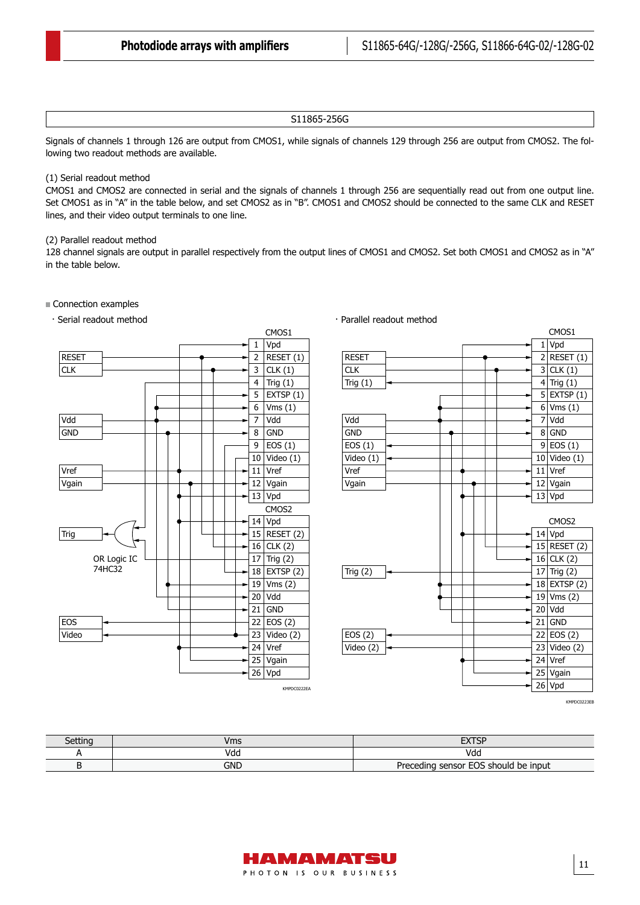## S11865-256G

Signals of channels 1 through 126 are output from CMOS1, while signals of channels 129 through 256 are output from CMOS2. The following two readout methods are available.

(1) Serial readout method
CMOS1 and CMOS2 are connected in serial and the signals of channels 1 through 256 are sequentially read out from one output line. Set CMOS1 as in "A" in the table below, and set CMOS2 as in "B". CMOS1 and CMOS2 should be connected to the same CLK and RESET lines, and their video output terminals to one line.

(2) Parallel readout method
128 channel signals are output in parallel respectively from the output lines of CMOS1 and CMOS2. Set both CMOS1 and CMOS2 as in "A" in the table below.

■ Connection examples

· Serial readout method

CMOS1

| Pin | Name |
|---|---|
| 1 | Vpd |
| 2 | RESET (1) |
| 3 | CLK (1) |
| 4 | Trig (1) |
| 5 | EXTSP (1) |
| 6 | Vms (1) |
| 7 | Vdd |
| 8 | GND |
| 9 | EOS (1) |
| 10 | Video (1) |
| 11 | Vref |
| 12 | Vgain |
| 13 | Vpd |

CMOS2

| Pin | Name |
|---|---|
| 14 | Vpd |
| 15 | RESET (2) |
| 16 | CLK (2) |
| 17 | Trig (2) |
| 18 | EXTSP (2) |
| 19 | Vms (2) |
| 20 | Vdd |
| 21 | GND |
| 22 | EOS (2) |
| 23 | Video (2) |
| 24 | Vref |
| 25 | Vgain |
| 26 | Vpd |

External terminals: RESET, CLK, Vdd, GND, Vref, Vgain, Trig, EOS, Video

OR Logic IC 74HC32

KMPDC0222EA

· Parallel readout method

CMOS1

| Pin | Name |
|---|---|
| 1 | Vpd |
| 2 | RESET (1) |
| 3 | CLK (1) |
| 4 | Trig (1) |
| 5 | EXTSP (1) |
| 6 | Vms (1) |
| 7 | Vdd |
| 8 | GND |
| 9 | EOS (1) |
| 10 | Video (1) |
| 11 | Vref |
| 12 | Vgain |
| 13 | Vpd |

CMOS2

| Pin | Name |
|---|---|
| 14 | Vpd |
| 15 | RESET (2) |
| 16 | CLK (2) |
| 17 | Trig (2) |
| 18 | EXTSP (2) |
| 19 | Vms (2) |
| 20 | Vdd |
| 21 | GND |
| 22 | EOS (2) |
| 23 | Video (2) |
| 24 | Vref |
| 25 | Vgain |
| 26 | Vpd |

External terminals: RESET, CLK, Trig (1), Vdd, GND, EOS (1), Video (1), Vref, Vgain, Trig (2), EOS (2), Video (2)

KMPDC0223EB

| Setting | Vms | EXTSP |
|---|---|---|
| A | Vdd | Vdd |
| B | GND | Preceding sensor EOS should be input |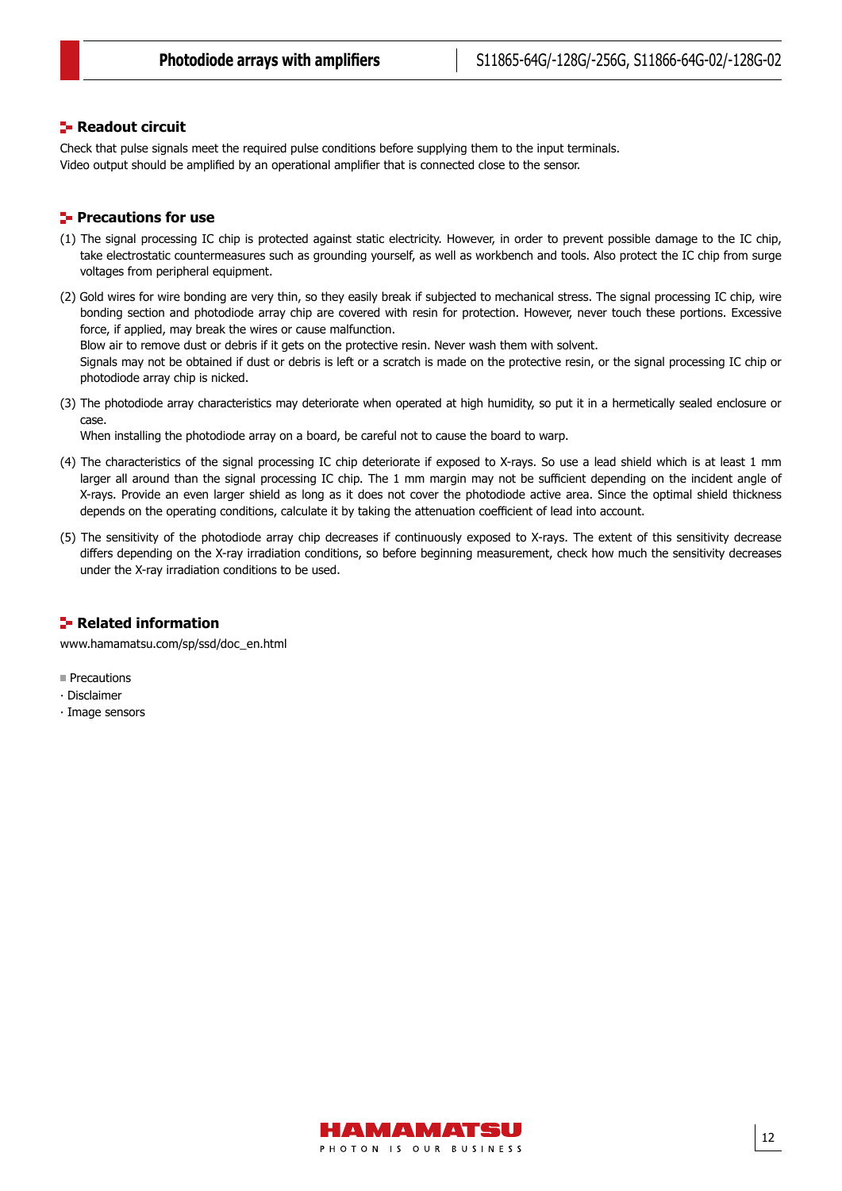## Readout circuit

Check that pulse signals meet the required pulse conditions before supplying them to the input terminals.
Video output should be amplified by an operational amplifier that is connected close to the sensor.

## Precautions for use

(1) The signal processing IC chip is protected against static electricity. However, in order to prevent possible damage to the IC chip, take electrostatic countermeasures such as grounding yourself, as well as workbench and tools. Also protect the IC chip from surge voltages from peripheral equipment.

(2) Gold wires for wire bonding are very thin, so they easily break if subjected to mechanical stress. The signal processing IC chip, wire bonding section and photodiode array chip are covered with resin for protection. However, never touch these portions. Excessive force, if applied, may break the wires or cause malfunction.
Blow air to remove dust or debris if it gets on the protective resin. Never wash them with solvent.
Signals may not be obtained if dust or debris is left or a scratch is made on the protective resin, or the signal processing IC chip or photodiode array chip is nicked.

(3) The photodiode array characteristics may deteriorate when operated at high humidity, so put it in a hermetically sealed enclosure or case.
When installing the photodiode array on a board, be careful not to cause the board to warp.

(4) The characteristics of the signal processing IC chip deteriorate if exposed to X-rays. So use a lead shield which is at least 1 mm larger all around than the signal processing IC chip. The 1 mm margin may not be sufficient depending on the incident angle of X-rays. Provide an even larger shield as long as it does not cover the photodiode active area. Since the optimal shield thickness depends on the operating conditions, calculate it by taking the attenuation coefficient of lead into account.

(5) The sensitivity of the photodiode array chip decreases if continuously exposed to X-rays. The extent of this sensitivity decrease differs depending on the X-ray irradiation conditions, so before beginning measurement, check how much the sensitivity decreases under the X-ray irradiation conditions to be used.

## Related information

www.hamamatsu.com/sp/ssd/doc_en.html

- Precautions
  - · Disclaimer
  - · Image sensors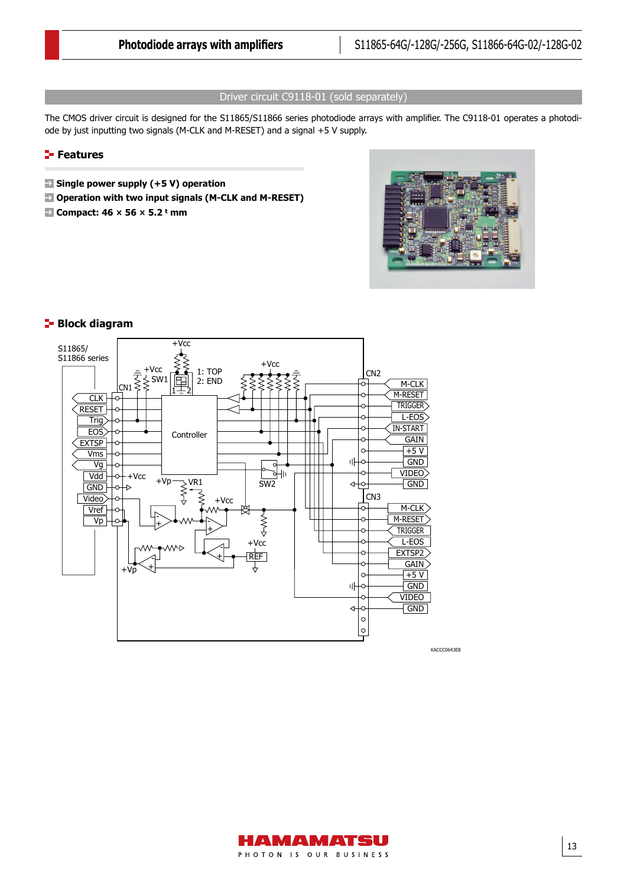## Driver circuit C9118-01 (sold separately)

The CMOS driver circuit is designed for the S11865/S11866 series photodiode arrays with amplifier. The C9118-01 operates a photodiode by just inputting two signals (M-CLK and M-RESET) and a signal +5 V supply.

### Features

- **Single power supply (+5 V) operation**
- **Operation with two input signals (M-CLK and M-RESET)**
- **Compact: 46 × 56 × 5.2 ᵗ mm**

### Block diagram

KACCC0643EB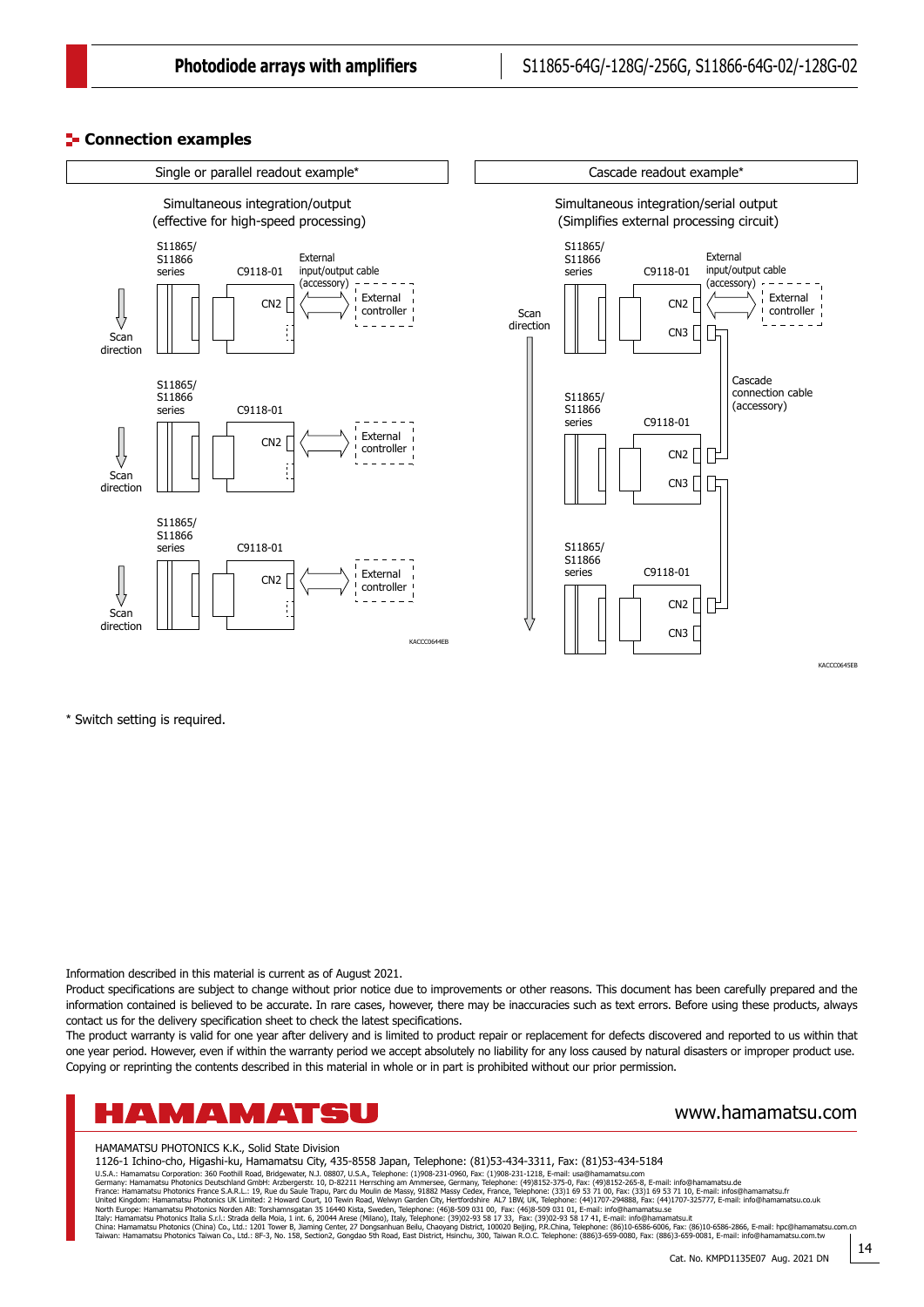## Connection examples

Single or parallel readout example*

Simultaneous integration/output
(effective for high-speed processing)

S11865/
S11866
series

C9118-01

External
input/output cable
(accessory)

CN2

External
controller

Scan
direction

S11865/
S11866
series

C9118-01

CN2

External
controller

Scan
direction

S11865/
S11866
series

C9118-01

CN2

External
controller

Scan
direction

KACCC0644EB

Cascade readout example*

Simultaneous integration/serial output
(Simplifies external processing circuit)

S11865/
S11866
series

C9118-01

External
input/output cable
(accessory)

CN2

External
controller

CN3

Scan
direction

Cascade
connection cable
(accessory)

S11865/
S11866
series

C9118-01

CN2

CN3

S11865/
S11866
series

C9118-01

CN2

CN3

KACCC0645EB

* Switch setting is required.

Information described in this material is current as of August 2021.

Product specifications are subject to change without prior notice due to improvements or other reasons. This document has been carefully prepared and the information contained is believed to be accurate. In rare cases, however, there may be inaccuracies such as text errors. Before using these products, always contact us for the delivery specification sheet to check the latest specifications.

The product warranty is valid for one year after delivery and is limited to product repair or replacement for defects discovered and reported to us within that one year period. However, even if within the warranty period we accept absolutely no liability for any loss caused by natural disasters or improper product use.

Copying or reprinting the contents described in this material in whole or in part is prohibited without our prior permission.

HAMAMATSU

www.hamamatsu.com

HAMAMATSU PHOTONICS K.K., Solid State Division

1126-1 Ichino-cho, Higashi-ku, Hamamatsu City, 435-8558 Japan, Telephone: (81)53-434-3311, Fax: (81)53-434-5184

U.S.A.: Hamamatsu Corporation: 360 Foothill Road, Bridgewater, N.J. 08807, U.S.A., Telephone: (1)908-231-0960, Fax: (1)908-231-1218, E-mail: usa@hamamatsu.com
Germany: Hamamatsu Photonics Deutschland GmbH: Arzbergerstr. 10, D-82211 Herrsching am Ammersee, Germany, Telephone: (49)8152-375-0, Fax: (49)8152-265-8, E-mail: info@hamamatsu.de
France: Hamamatsu Photonics France S.A.R.L.: 19, Rue du Saule Trapu, Parc du Moulin de Massy, 91882 Massy Cedex, France, Telephone: (33)1 69 53 71 00, Fax: (33)1 69 53 71 10, E-mail: infos@hamamatsu.fr
United Kingdom: Hamamatsu Photonics UK Limited: 2 Howard Court, 10 Tewin Road, Welwyn Garden City, Hertfordshire AL7 1BW, UK, Telephone: (44)1707-294888, Fax: (44)1707-325777, E-mail: info@hamamatsu.co.uk
North Europe: Hamamatsu Photonics Norden AB: Torshamnsgatan 35 16440 Kista, Sweden, Telephone: (46)8-509 031 00, Fax: (46)8-509 031 01, E-mail: info@hamamatsu.se
Italy: Hamamatsu Photonics Italia S.r.l.: Strada della Moia, 1 int. 6, 20044 Arese (Milano), Italy, Telephone: (39)02-93 58 17 33, Fax: (39)02-93 58 17 41, E-mail: info@hamamatsu.it
China: Hamamatsu Photonics (China) Co., Ltd.: 1201 Tower B, Jiaming Center, 27 Dongsanhuan Beilu, Chaoyang District, 100020 Beijing, P.R.China, Telephone: (86)10-6586-6006, Fax: (86)10-6586-2866, E-mail: hpc@hamamatsu.com.cn
Taiwan: Hamamatsu Photonics Taiwan Co., Ltd.: 8F-3, No. 158, Section2, Gongdao 5th Road, East District, Hsinchu, 300, Taiwan R.O.C. Telephone: (886)3-659-0080, Fax: (886)3-659-0081, E-mail: info@hamamatsu.com.tw

Cat. No. KMPD1135E07 Aug. 2021 DN